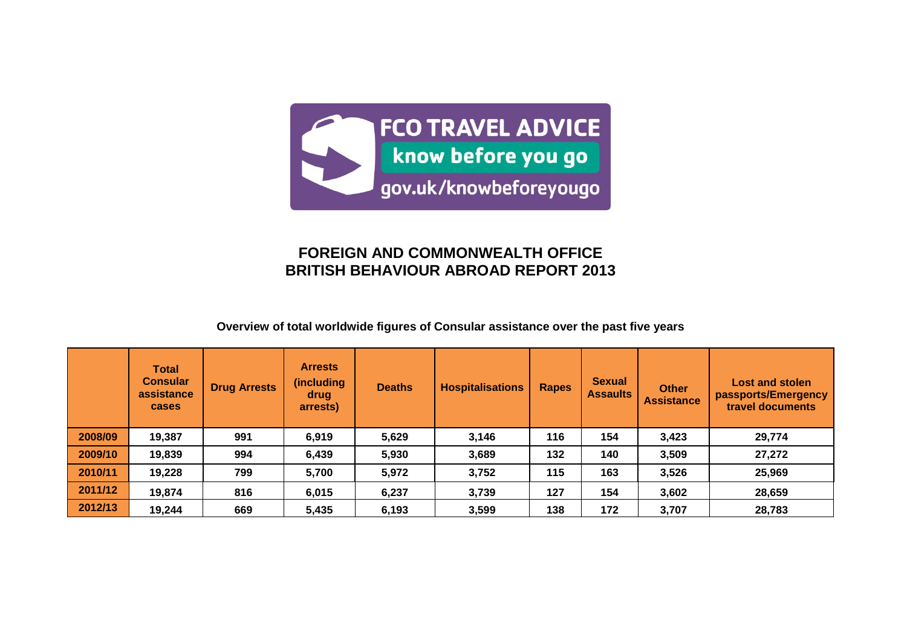FCO TRAVEL ADVICE

know before you go

gov.uk/knowbeforeyougo

# FOREIGN AND COMMONWEALTH OFFICE
# BRITISH BEHAVIOUR ABROAD REPORT 2013

**Overview of total worldwide figures of Consular assistance over the past five years**

| | Total Consular assistance cases | Drug Arrests | Arrests (including drug arrests) | Deaths | Hospitalisations | Rapes | Sexual Assaults | Other Assistance | Lost and stolen passports/Emergency travel documents |
|---|---|---|---|---|---|---|---|---|---|
| 2008/09 | 19,387 | 991 | 6,919 | 5,629 | 3,146 | 116 | 154 | 3,423 | 29,774 |
| 2009/10 | 19,839 | 994 | 6,439 | 5,930 | 3,689 | 132 | 140 | 3,509 | 27,272 |
| 2010/11 | 19,228 | 799 | 5,700 | 5,972 | 3,752 | 115 | 163 | 3,526 | 25,969 |
| 2011/12 | 19,874 | 816 | 6,015 | 6,237 | 3,739 | 127 | 154 | 3,602 | 28,659 |
| 2012/13 | 19,244 | 669 | 5,435 | 6,193 | 3,599 | 138 | 172 | 3,707 | 28,783 |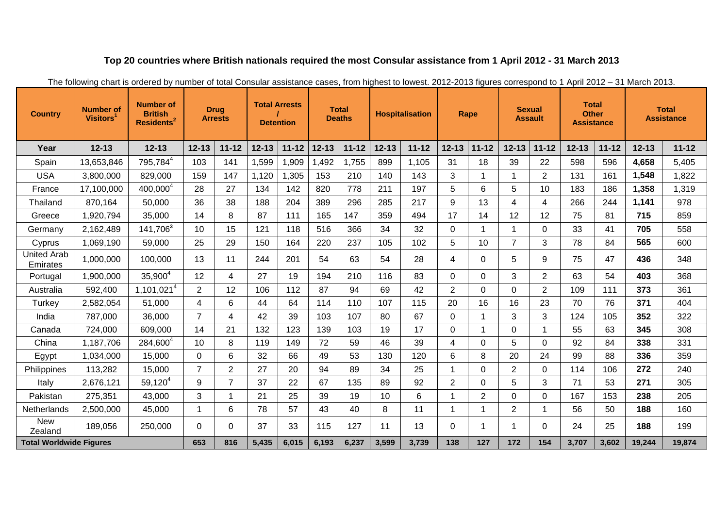# Top 20 countries where British nationals required the most Consular assistance from 1 April 2012 - 31 March 2013

The following chart is ordered by number of total Consular assistance cases, from highest to lowest. 2012-2013 figures correspond to 1 April 2012 – 31 March 2013.

| Country | Number of Visitors[1] | Number of British Residents[2] | Drug Arrests | | Total Arrests / Detention | | Total Deaths | | Hospitalisation | | Rape | | Sexual Assault | | Total Other Assistance | | Total Assistance | |
|---|---|---|---|---|---|---|---|---|---|---|---|---|---|---|---|---|---|---|
| **Year** | **12-13** | **12-13** | **12-13** | **11-12** | **12-13** | **11-12** | **12-13** | **11-12** | **12-13** | **11-12** | **12-13** | **11-12** | **12-13** | **11-12** | **12-13** | **11-12** | **12-13** | **11-12** |
| Spain | 13,653,846 | 795,784[4] | 103 | 141 | 1,599 | 1,909 | 1,492 | 1,755 | 899 | 1,105 | 31 | 18 | 39 | 22 | 598 | 596 | **4,658** | 5,405 |
| USA | 3,800,000 | 829,000 | 159 | 147 | 1,120 | 1,305 | 153 | 210 | 140 | 143 | 3 | 1 | 1 | 2 | 131 | 161 | **1,548** | 1,822 |
| France | 17,100,000 | 400,000[4] | 28 | 27 | 134 | 142 | 820 | 778 | 211 | 197 | 5 | 6 | 5 | 10 | 183 | 186 | **1,358** | 1,319 |
| Thailand | 870,164 | 50,000 | 36 | 38 | 188 | 204 | 389 | 296 | 285 | 217 | 9 | 13 | 4 | 4 | 266 | 244 | **1,141** | 978 |
| Greece | 1,920,794 | 35,000 | 14 | 8 | 87 | 111 | 165 | 147 | 359 | 494 | 17 | 14 | 12 | 12 | 75 | 81 | **715** | 859 |
| Germany | 2,162,489 | 141,706[3] | 10 | 15 | 121 | 118 | 516 | 366 | 34 | 32 | 0 | 1 | 1 | 0 | 33 | 41 | **705** | 558 |
| Cyprus | 1,069,190 | 59,000 | 25 | 29 | 150 | 164 | 220 | 237 | 105 | 102 | 5 | 10 | 7 | 3 | 78 | 84 | **565** | 600 |
| United Arab Emirates | 1,000,000 | 100,000 | 13 | 11 | 244 | 201 | 54 | 63 | 54 | 28 | 4 | 0 | 5 | 9 | 75 | 47 | **436** | 348 |
| Portugal | 1,900,000 | 35,900[4] | 12 | 4 | 27 | 19 | 194 | 210 | 116 | 83 | 0 | 0 | 3 | 2 | 63 | 54 | **403** | 368 |
| Australia | 592,400 | 1,101,021[4] | 2 | 12 | 106 | 112 | 87 | 94 | 69 | 42 | 2 | 0 | 0 | 2 | 109 | 111 | **373** | 361 |
| Turkey | 2,582,054 | 51,000 | 4 | 6 | 44 | 64 | 114 | 110 | 107 | 115 | 20 | 16 | 16 | 23 | 70 | 76 | **371** | 404 |
| India | 787,000 | 36,000 | 7 | 4 | 42 | 39 | 103 | 107 | 80 | 67 | 0 | 1 | 3 | 3 | 124 | 105 | **352** | 322 |
| Canada | 724,000 | 609,000 | 14 | 21 | 132 | 123 | 139 | 103 | 19 | 17 | 0 | 1 | 0 | 1 | 55 | 63 | **345** | 308 |
| China | 1,187,706 | 284,600[4] | 10 | 8 | 119 | 149 | 72 | 59 | 46 | 39 | 4 | 0 | 5 | 0 | 92 | 84 | **338** | 331 |
| Egypt | 1,034,000 | 15,000 | 0 | 6 | 32 | 66 | 49 | 53 | 130 | 120 | 6 | 8 | 20 | 24 | 99 | 88 | **336** | 359 |
| Philippines | 113,282 | 15,000 | 7 | 2 | 27 | 20 | 94 | 89 | 34 | 25 | 1 | 0 | 2 | 0 | 114 | 106 | **272** | 240 |
| Italy | 2,676,121 | 59,120[4] | 9 | 7 | 37 | 22 | 67 | 135 | 89 | 92 | 2 | 0 | 5 | 3 | 71 | 53 | **271** | 305 |
| Pakistan | 275,351 | 43,000 | 3 | 1 | 21 | 25 | 39 | 19 | 10 | 6 | 1 | 2 | 0 | 0 | 167 | 153 | **238** | 205 |
| Netherlands | 2,500,000 | 45,000 | 1 | 6 | 78 | 57 | 43 | 40 | 8 | 11 | 1 | 1 | 2 | 1 | 56 | 50 | **188** | 160 |
| New Zealand | 189,056 | 250,000 | 0 | 0 | 37 | 33 | 115 | 127 | 11 | 13 | 0 | 1 | 1 | 0 | 24 | 25 | **188** | 199 |
| **Total Worldwide Figures** | | | **653** | **816** | **5,435** | **6,015** | **6,193** | **6,237** | **3,599** | **3,739** | **138** | **127** | **172** | **154** | **3,707** | **3,602** | **19,244** | **19,874** |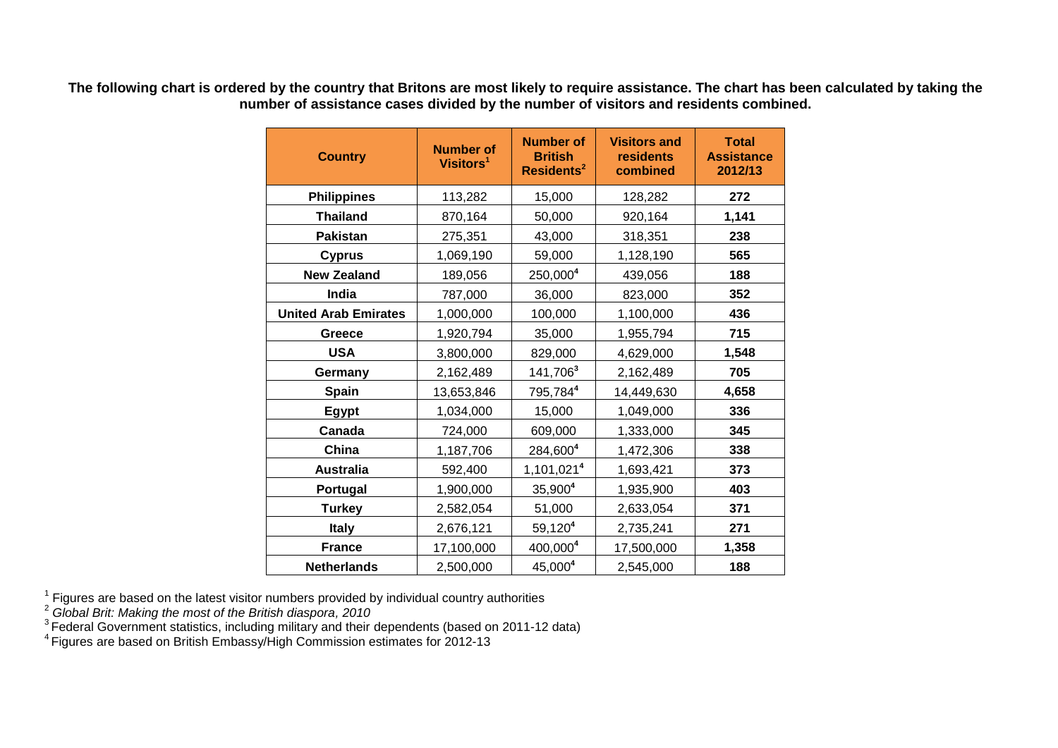**The following chart is ordered by the country that Britons are most likely to require assistance. The chart has been calculated by taking the number of assistance cases divided by the number of visitors and residents combined.**

| Country | Number of Visitors[1] | Number of British Residents[2] | Visitors and residents combined | Total Assistance 2012/13 |
|---|---|---|---|---|
| **Philippines** | 113,282 | 15,000 | 128,282 | **272** |
| **Thailand** | 870,164 | 50,000 | 920,164 | **1,141** |
| **Pakistan** | 275,351 | 43,000 | 318,351 | **238** |
| **Cyprus** | 1,069,190 | 59,000 | 1,128,190 | **565** |
| **New Zealand** | 189,056 | 250,000[4] | 439,056 | **188** |
| **India** | 787,000 | 36,000 | 823,000 | **352** |
| **United Arab Emirates** | 1,000,000 | 100,000 | 1,100,000 | **436** |
| **Greece** | 1,920,794 | 35,000 | 1,955,794 | **715** |
| **USA** | 3,800,000 | 829,000 | 4,629,000 | **1,548** |
| **Germany** | 2,162,489 | 141,706[3] | 2,162,489 | **705** |
| **Spain** | 13,653,846 | 795,784[4] | 14,449,630 | **4,658** |
| **Egypt** | 1,034,000 | 15,000 | 1,049,000 | **336** |
| **Canada** | 724,000 | 609,000 | 1,333,000 | **345** |
| **China** | 1,187,706 | 284,600[4] | 1,472,306 | **338** |
| **Australia** | 592,400 | 1,101,021[4] | 1,693,421 | **373** |
| **Portugal** | 1,900,000 | 35,900[4] | 1,935,900 | **403** |
| **Turkey** | 2,582,054 | 51,000 | 2,633,054 | **371** |
| **Italy** | 2,676,121 | 59,120[4] | 2,735,241 | **271** |
| **France** | 17,100,000 | 400,000[4] | 17,500,000 | **1,358** |
| **Netherlands** | 2,500,000 | 45,000[4] | 2,545,000 | **188** |

[1] Figures are based on the latest visitor numbers provided by individual country authorities

[2] *Global Brit: Making the most of the British diaspora, 2010*

[3] Federal Government statistics, including military and their dependents (based on 2011-12 data)

[4] Figures are based on British Embassy/High Commission estimates for 2012-13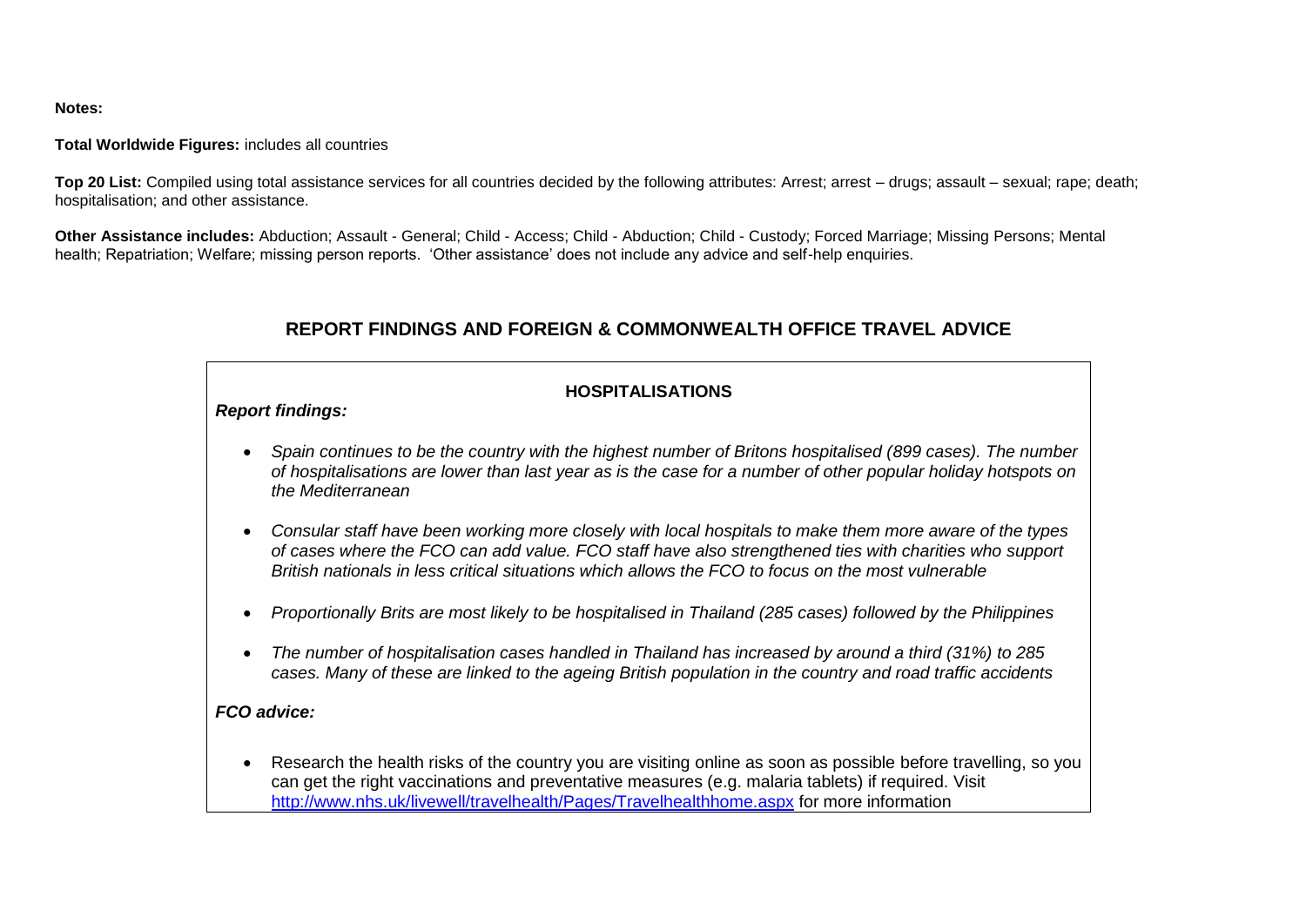**Notes:**

**Total Worldwide Figures:** includes all countries

**Top 20 List:** Compiled using total assistance services for all countries decided by the following attributes: Arrest; arrest – drugs; assault – sexual; rape; death; hospitalisation; and other assistance.

**Other Assistance includes:** Abduction; Assault - General; Child - Access; Child - Abduction; Child - Custody; Forced Marriage; Missing Persons; Mental health; Repatriation; Welfare; missing person reports. 'Other assistance' does not include any advice and self-help enquiries.

## REPORT FINDINGS AND FOREIGN & COMMONWEALTH OFFICE TRAVEL ADVICE

### HOSPITALISATIONS

***Report findings:***

- *Spain continues to be the country with the highest number of Britons hospitalised (899 cases). The number of hospitalisations are lower than last year as is the case for a number of other popular holiday hotspots on the Mediterranean*
- *Consular staff have been working more closely with local hospitals to make them more aware of the types of cases where the FCO can add value. FCO staff have also strengthened ties with charities who support British nationals in less critical situations which allows the FCO to focus on the most vulnerable*
- *Proportionally Brits are most likely to be hospitalised in Thailand (285 cases) followed by the Philippines*
- *The number of hospitalisation cases handled in Thailand has increased by around a third (31%) to 285 cases. Many of these are linked to the ageing British population in the country and road traffic accidents*

***FCO advice:***

- Research the health risks of the country you are visiting online as soon as possible before travelling, so you can get the right vaccinations and preventative measures (e.g. malaria tablets) if required. Visit http://www.nhs.uk/livewell/travelhealth/Pages/Travelhealthhome.aspx for more information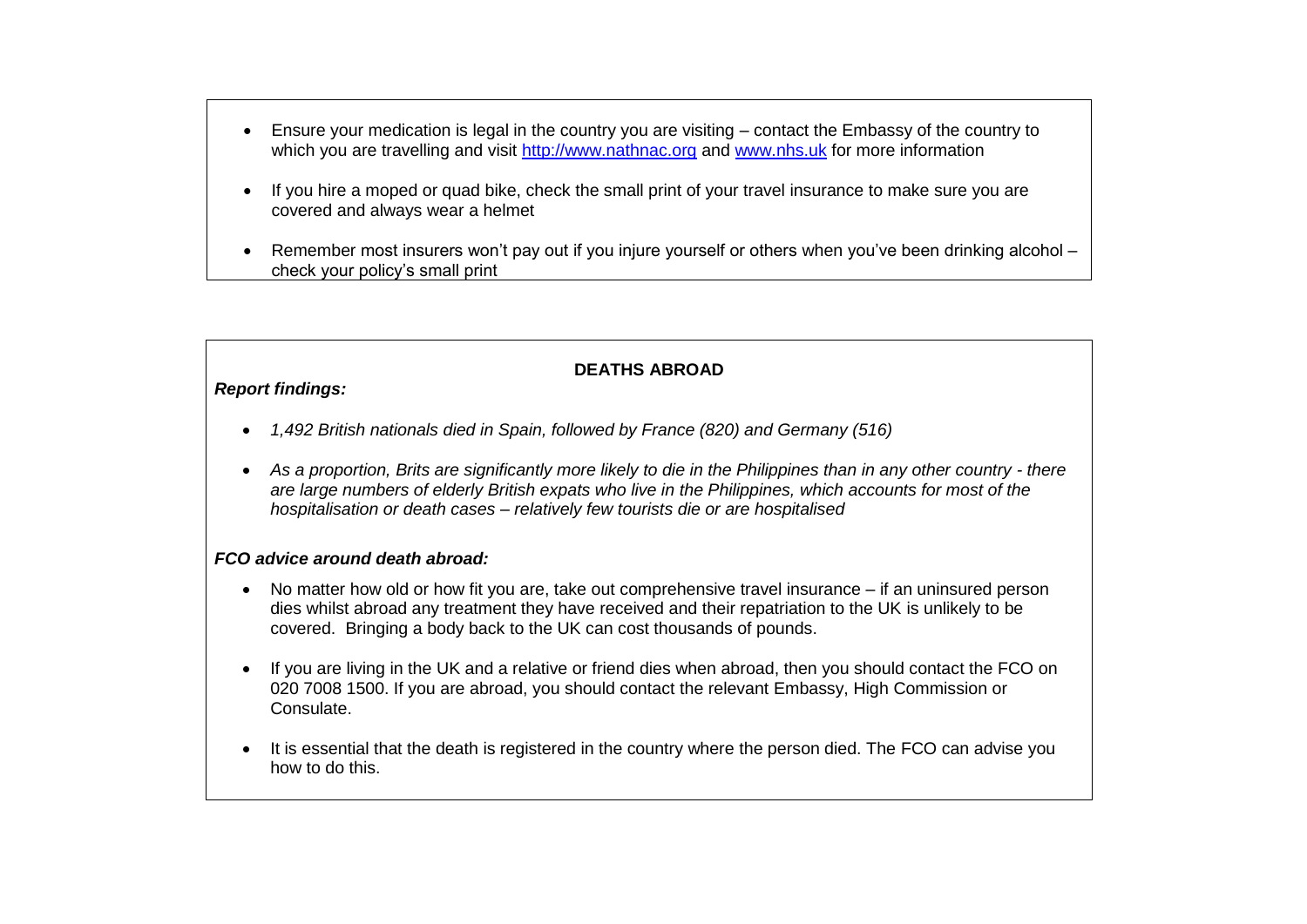- Ensure your medication is legal in the country you are visiting – contact the Embassy of the country to which you are travelling and visit [http://www.nathnac.org](http://www.nathnac.org) and [www.nhs.uk](http://www.nhs.uk) for more information
- If you hire a moped or quad bike, check the small print of your travel insurance to make sure you are covered and always wear a helmet
- Remember most insurers won't pay out if you injure yourself or others when you've been drinking alcohol – check your policy's small print

## DEATHS ABROAD

***Report findings:***

- *1,492 British nationals died in Spain, followed by France (820) and Germany (516)*
- *As a proportion, Brits are significantly more likely to die in the Philippines than in any other country - there are large numbers of elderly British expats who live in the Philippines, which accounts for most of the hospitalisation or death cases – relatively few tourists die or are hospitalised*

***FCO advice around death abroad:***

- No matter how old or how fit you are, take out comprehensive travel insurance – if an uninsured person dies whilst abroad any treatment they have received and their repatriation to the UK is unlikely to be covered. Bringing a body back to the UK can cost thousands of pounds.
- If you are living in the UK and a relative or friend dies when abroad, then you should contact the FCO on 020 7008 1500. If you are abroad, you should contact the relevant Embassy, High Commission or Consulate.
- It is essential that the death is registered in the country where the person died. The FCO can advise you how to do this.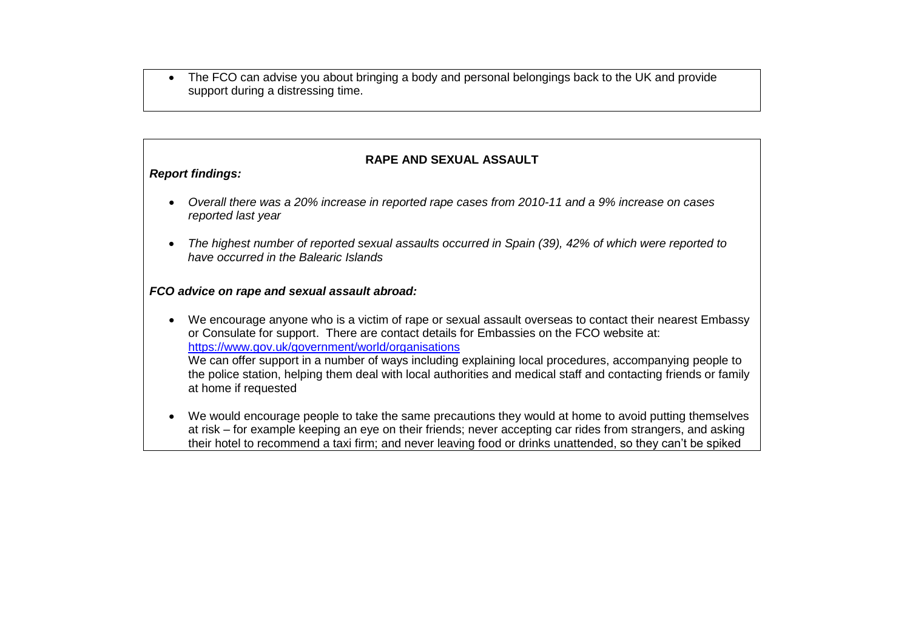- The FCO can advise you about bringing a body and personal belongings back to the UK and provide support during a distressing time.

## RAPE AND SEXUAL ASSAULT

***Report findings:***

- *Overall there was a 20% increase in reported rape cases from 2010-11 and a 9% increase on cases reported last year*
- *The highest number of reported sexual assaults occurred in Spain (39), 42% of which were reported to have occurred in the Balearic Islands*

***FCO advice on rape and sexual assault abroad:***

- We encourage anyone who is a victim of rape or sexual assault overseas to contact their nearest Embassy or Consulate for support. There are contact details for Embassies on the FCO website at: [https://www.gov.uk/government/world/organisations](https://www.gov.uk/government/world/organisations)
  We can offer support in a number of ways including explaining local procedures, accompanying people to the police station, helping them deal with local authorities and medical staff and contacting friends or family at home if requested
- We would encourage people to take the same precautions they would at home to avoid putting themselves at risk – for example keeping an eye on their friends; never accepting car rides from strangers, and asking their hotel to recommend a taxi firm; and never leaving food or drinks unattended, so they can't be spiked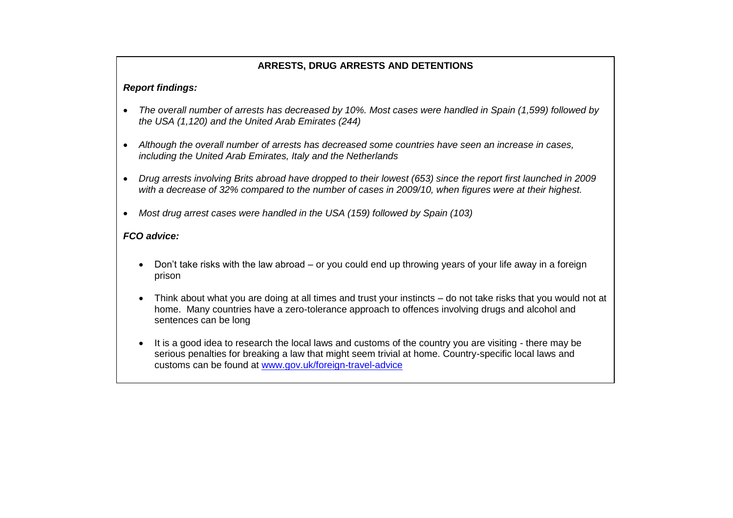## ARRESTS, DRUG ARRESTS AND DETENTIONS

***Report findings:***

- *The overall number of arrests has decreased by 10%. Most cases were handled in Spain (1,599) followed by the USA (1,120) and the United Arab Emirates (244)*
- *Although the overall number of arrests has decreased some countries have seen an increase in cases, including the United Arab Emirates, Italy and the Netherlands*
- *Drug arrests involving Brits abroad have dropped to their lowest (653) since the report first launched in 2009 with a decrease of 32% compared to the number of cases in 2009/10, when figures were at their highest.*
- *Most drug arrest cases were handled in the USA (159) followed by Spain (103)*

***FCO advice:***

- Don't take risks with the law abroad – or you could end up throwing years of your life away in a foreign prison
- Think about what you are doing at all times and trust your instincts – do not take risks that you would not at home. Many countries have a zero-tolerance approach to offences involving drugs and alcohol and sentences can be long
- It is a good idea to research the local laws and customs of the country you are visiting - there may be serious penalties for breaking a law that might seem trivial at home. Country-specific local laws and customs can be found at [www.gov.uk/foreign-travel-advice](http://www.gov.uk/foreign-travel-advice)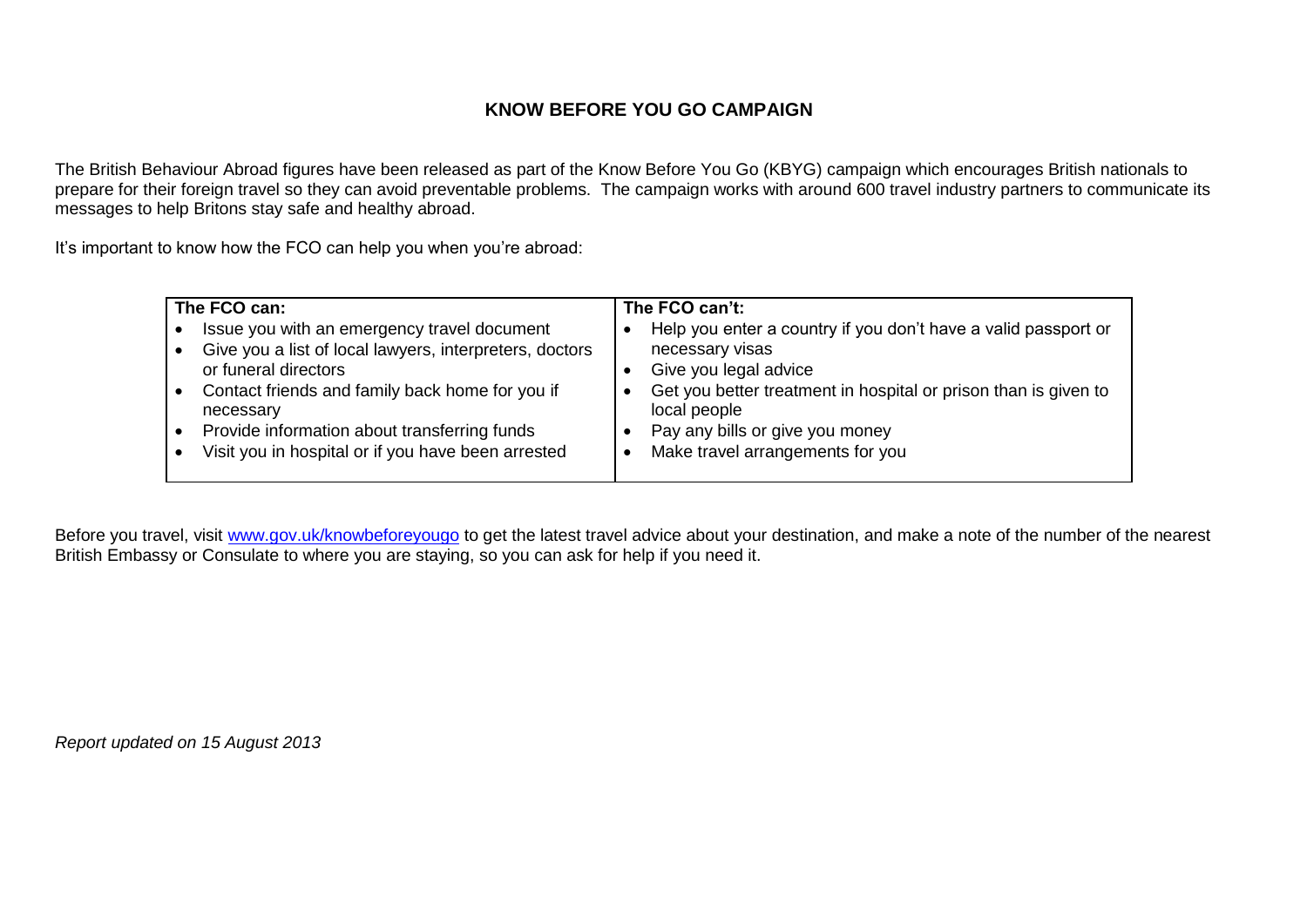## KNOW BEFORE YOU GO CAMPAIGN

The British Behaviour Abroad figures have been released as part of the Know Before You Go (KBYG) campaign which encourages British nationals to prepare for their foreign travel so they can avoid preventable problems. The campaign works with around 600 travel industry partners to communicate its messages to help Britons stay safe and healthy abroad.

It's important to know how the FCO can help you when you're abroad:

| The FCO can: | The FCO can't: |
|---|---|
| • Issue you with an emergency travel document<br>• Give you a list of local lawyers, interpreters, doctors or funeral directors<br>• Contact friends and family back home for you if necessary<br>• Provide information about transferring funds<br>• Visit you in hospital or if you have been arrested | • Help you enter a country if you don't have a valid passport or necessary visas<br>• Give you legal advice<br>• Get you better treatment in hospital or prison than is given to local people<br>• Pay any bills or give you money<br>• Make travel arrangements for you |

Before you travel, visit [www.gov.uk/knowbeforeyougo](http://www.gov.uk/knowbeforeyougo) to get the latest travel advice about your destination, and make a note of the number of the nearest British Embassy or Consulate to where you are staying, so you can ask for help if you need it.

*Report updated on 15 August 2013*